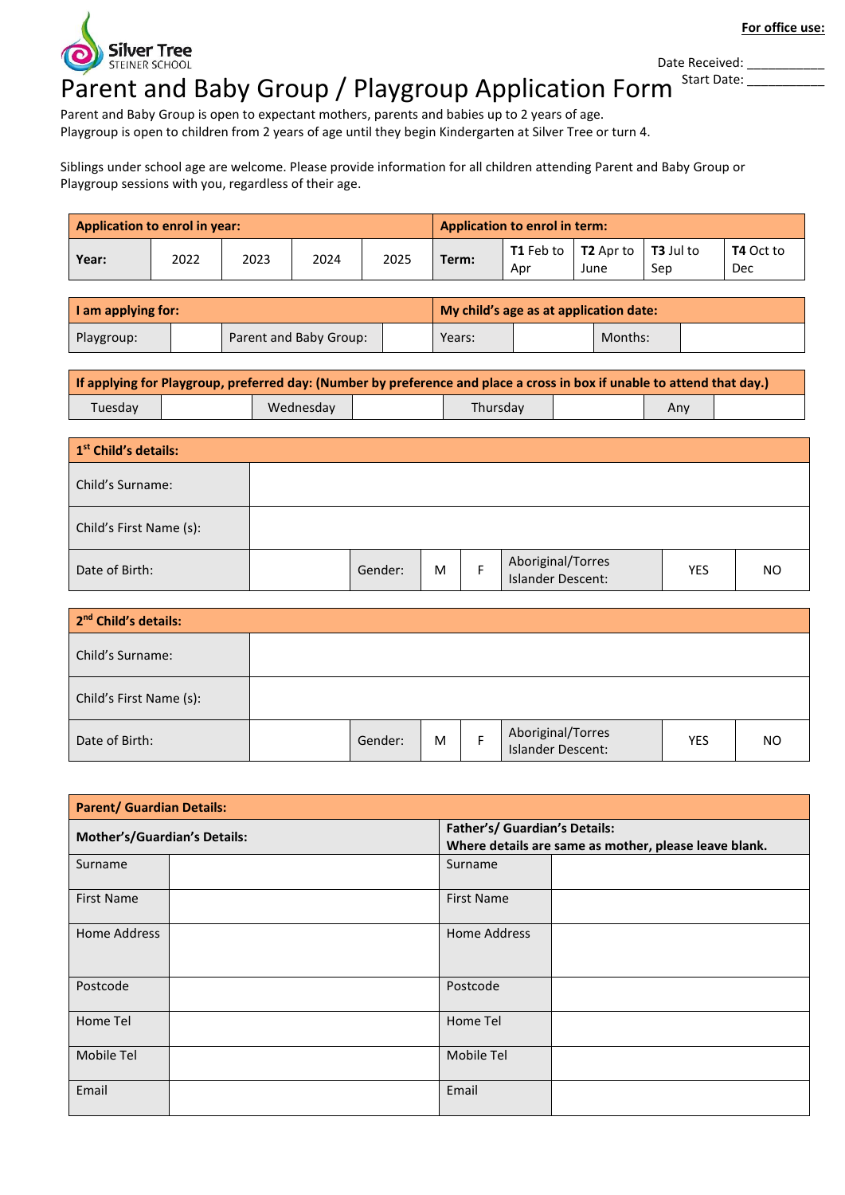**For office use:**

Date Received: ___________

Start Date: ___________

Silver Tree STEINER SCHOOL

# Parent and Baby Group / Playgroup Application Form

Parent and Baby Group is open to expectant mothers, parents and babies up to 2 years of age.
Playgroup is open to children from 2 years of age until they begin Kindergarten at Silver Tree or turn 4.

Siblings under school age are welcome. Please provide information for all children attending Parent and Baby Group or Playgroup sessions with you, regardless of their age.

| **Application to enrol in year:** | | | | | **Application to enrol in term:** | | | | |
|---|---|---|---|---|---|---|---|---|---|
| **Year:** | 2022 | 2023 | 2024 | 2025 | **Term:** | **T1** Feb to Apr | **T2** Apr to June | **T3** Jul to Sep | **T4** Oct to Dec |

| **I am applying for:** | | | | **My child's age as at application date:** | | | |
|---|---|---|---|---|---|---|---|
| Playgroup: | | Parent and Baby Group: | | Years: | | Months: | |

| **If applying for Playgroup, preferred day: (Number by preference and place a cross in box if unable to attend that day.)** | | | | | | | |
|---|---|---|---|---|---|---|---|
| Tuesday | | Wednesday | | Thursday | | Any | |

| **1st Child's details:** | | | | | | | |
|---|---|---|---|---|---|---|---|
| Child's Surname: | | | | | | | |
| Child's First Name (s): | | | | | | | |
| Date of Birth: | | Gender: | M | F | Aboriginal/Torres Islander Descent: | YES | NO |

| **2nd Child's details:** | | | | | | | |
|---|---|---|---|---|---|---|---|
| Child's Surname: | | | | | | | |
| Child's First Name (s): | | | | | | | |
| Date of Birth: | | Gender: | M | F | Aboriginal/Torres Islander Descent: | YES | NO |

| **Parent/ Guardian Details:** | | | |
|---|---|---|---|
| **Mother's/Guardian's Details:** | | **Father's/ Guardian's Details: Where details are same as mother, please leave blank.** | |
| Surname | | Surname | |
| First Name | | First Name | |
| Home Address | | Home Address | |
| Postcode | | Postcode | |
| Home Tel | | Home Tel | |
| Mobile Tel | | Mobile Tel | |
| Email | | Email | |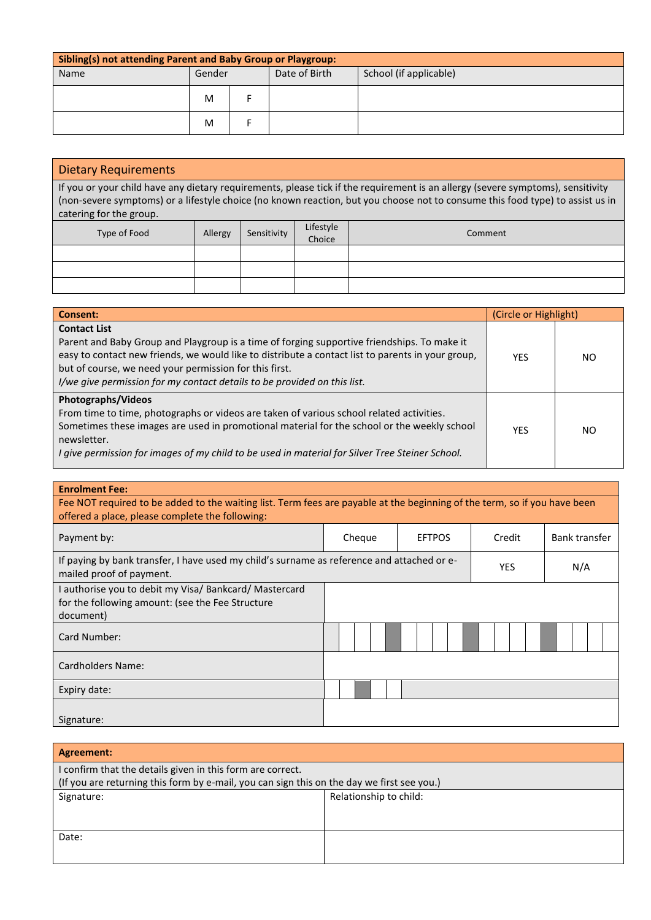| Sibling(s) not attending Parent and Baby Group or Playgroup: | | | | |
|---|---|---|---|---|
| Name | Gender | | Date of Birth | School (if applicable) |
| | M | F | | |
| | M | F | | |

## Dietary Requirements

If you or your child have any dietary requirements, please tick if the requirement is an allergy (severe symptoms), sensitivity (non-severe symptoms) or a lifestyle choice (no known reaction, but you choose not to consume this food type) to assist us in catering for the group.

| Type of Food | Allergy | Sensitivity | Lifestyle Choice | Comment |
|---|---|---|---|---|
| | | | | |
| | | | | |
| | | | | |

| Consent: | (Circle or Highlight) | |
|---|---|---|
| **Contact List**<br>Parent and Baby Group and Playgroup is a time of forging supportive friendships. To make it easy to contact new friends, we would like to distribute a contact list to parents in your group, but of course, we need your permission for this first.<br>*I/we give permission for my contact details to be provided on this list.* | YES | NO |
| **Photographs/Videos**<br>From time to time, photographs or videos are taken of various school related activities. Sometimes these images are used in promotional material for the school or the weekly school newsletter.<br>*I give permission for images of my child to be used in material for Silver Tree Steiner School.* | YES | NO |

| Enrolment Fee: | | | | |
|---|---|---|---|---|
| Fee NOT required to be added to the waiting list. Term fees are payable at the beginning of the term, so if you have been offered a place, please complete the following: | | | | |
| Payment by: | Cheque | EFTPOS | Credit | Bank transfer |
| If paying by bank transfer, I have used my child's surname as reference and attached or e-mailed proof of payment. | | | YES | N/A |
| I authorise you to debit my Visa/ Bankcard/ Mastercard for the following amount: (see the Fee Structure document) | | | | |
| Card Number: | | | | |
| Cardholders Name: | | | | |
| Expiry date: | | | | |
| Signature: | | | | |

| Agreement: | |
|---|---|
| I confirm that the details given in this form are correct.<br>(If you are returning this form by e-mail, you can sign this on the day we first see you.) | |
| Signature: | Relationship to child: |
| Date: | |